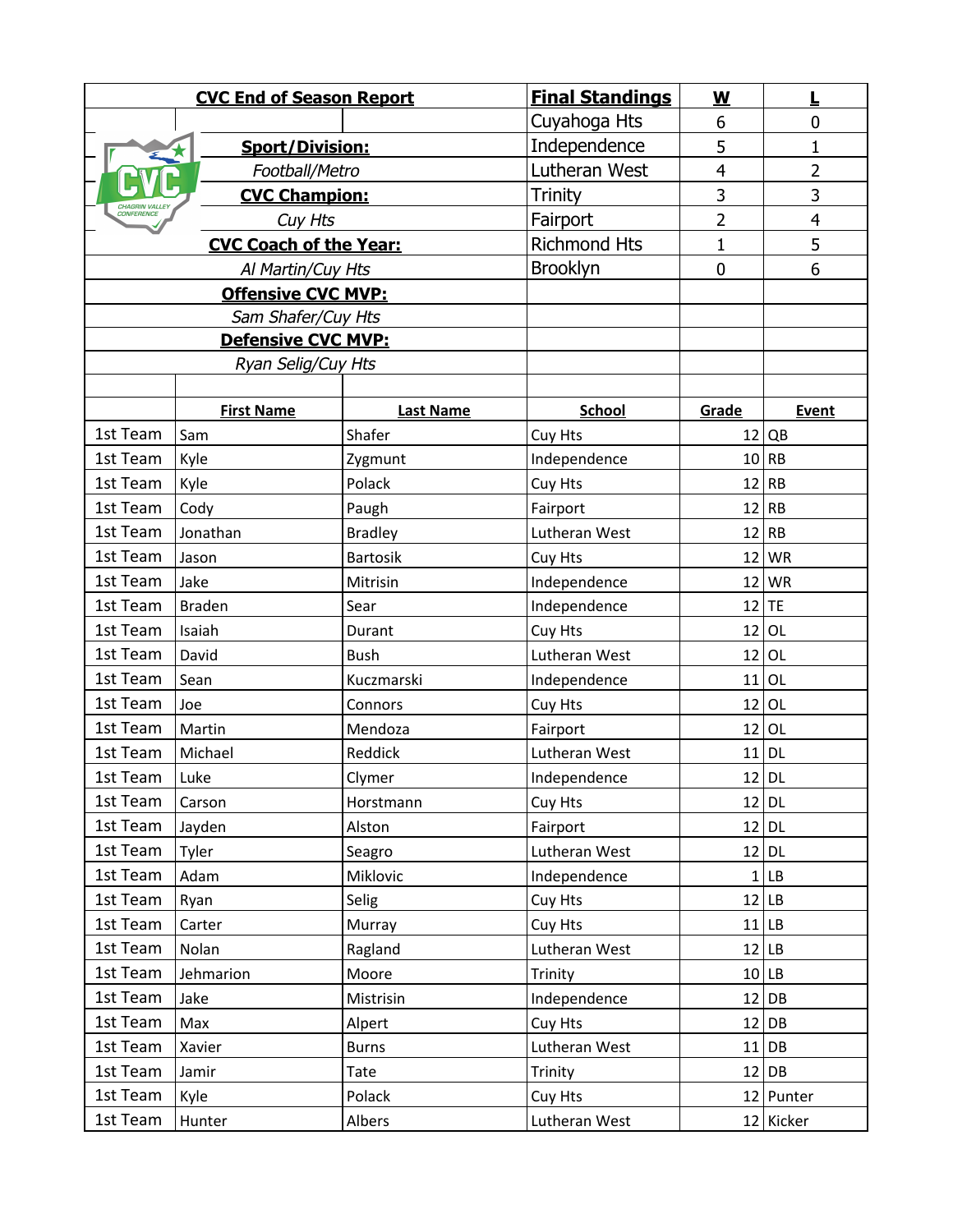# CVC End of Season Report

**Sport/Division:**
*Football/Metro*

**CVC Champion:**
*Cuy Hts*

**CVC Coach of the Year:**
*Al Martin/Cuy Hts*

**Offensive CVC MVP:**
*Sam Shafer/Cuy Hts*

**Defensive CVC MVP:**
*Ryan Selig/Cuy Hts*

| Final Standings | W | L |
|---|---|---|
| Cuyahoga Hts | 6 | 0 |
| Independence | 5 | 1 |
| Lutheran West | 4 | 2 |
| Trinity | 3 | 3 |
| Fairport | 2 | 4 |
| Richmond Hts | 1 | 5 |
| Brooklyn | 0 | 6 |

| | First Name | Last Name | School | Grade | Event |
|---|---|---|---|---|---|
| 1st Team | Sam | Shafer | Cuy Hts | 12 | QB |
| 1st Team | Kyle | Zygmunt | Independence | 10 | RB |
| 1st Team | Kyle | Polack | Cuy Hts | 12 | RB |
| 1st Team | Cody | Paugh | Fairport | 12 | RB |
| 1st Team | Jonathan | Bradley | Lutheran West | 12 | RB |
| 1st Team | Jason | Bartosik | Cuy Hts | 12 | WR |
| 1st Team | Jake | Mitrisin | Independence | 12 | WR |
| 1st Team | Braden | Sear | Independence | 12 | TE |
| 1st Team | Isaiah | Durant | Cuy Hts | 12 | OL |
| 1st Team | David | Bush | Lutheran West | 12 | OL |
| 1st Team | Sean | Kuczmarski | Independence | 11 | OL |
| 1st Team | Joe | Connors | Cuy Hts | 12 | OL |
| 1st Team | Martin | Mendoza | Fairport | 12 | OL |
| 1st Team | Michael | Reddick | Lutheran West | 11 | DL |
| 1st Team | Luke | Clymer | Independence | 12 | DL |
| 1st Team | Carson | Horstmann | Cuy Hts | 12 | DL |
| 1st Team | Jayden | Alston | Fairport | 12 | DL |
| 1st Team | Tyler | Seagro | Lutheran West | 12 | DL |
| 1st Team | Adam | Miklovic | Independence | 1 | LB |
| 1st Team | Ryan | Selig | Cuy Hts | 12 | LB |
| 1st Team | Carter | Murray | Cuy Hts | 11 | LB |
| 1st Team | Nolan | Ragland | Lutheran West | 12 | LB |
| 1st Team | Jehmarion | Moore | Trinity | 10 | LB |
| 1st Team | Jake | Mistrisin | Independence | 12 | DB |
| 1st Team | Max | Alpert | Cuy Hts | 12 | DB |
| 1st Team | Xavier | Burns | Lutheran West | 11 | DB |
| 1st Team | Jamir | Tate | Trinity | 12 | DB |
| 1st Team | Kyle | Polack | Cuy Hts | 12 | Punter |
| 1st Team | Hunter | Albers | Lutheran West | 12 | Kicker |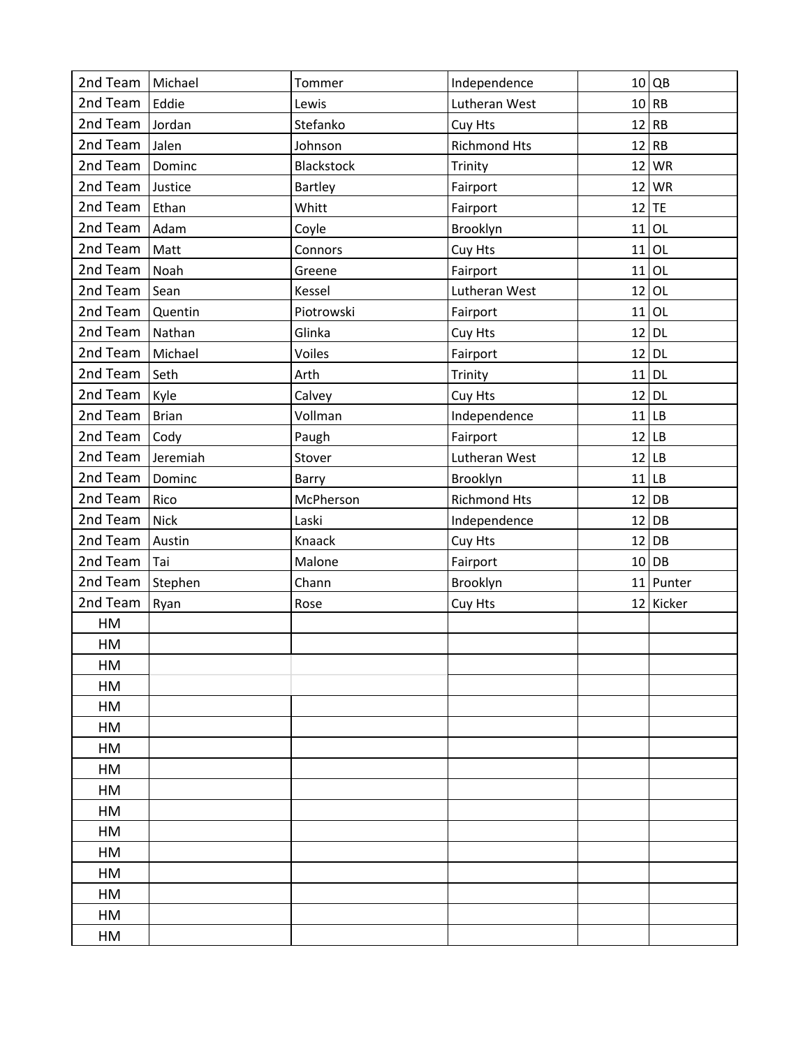| | | | | | |
|---|---|---|---|---|---|
| 2nd Team | Michael | Tommer | Independence | 10 | QB |
| 2nd Team | Eddie | Lewis | Lutheran West | 10 | RB |
| 2nd Team | Jordan | Stefanko | Cuy Hts | 12 | RB |
| 2nd Team | Jalen | Johnson | Richmond Hts | 12 | RB |
| 2nd Team | Dominc | Blackstock | Trinity | 12 | WR |
| 2nd Team | Justice | Bartley | Fairport | 12 | WR |
| 2nd Team | Ethan | Whitt | Fairport | 12 | TE |
| 2nd Team | Adam | Coyle | Brooklyn | 11 | OL |
| 2nd Team | Matt | Connors | Cuy Hts | 11 | OL |
| 2nd Team | Noah | Greene | Fairport | 11 | OL |
| 2nd Team | Sean | Kessel | Lutheran West | 12 | OL |
| 2nd Team | Quentin | Piotrowski | Fairport | 11 | OL |
| 2nd Team | Nathan | Glinka | Cuy Hts | 12 | DL |
| 2nd Team | Michael | Voiles | Fairport | 12 | DL |
| 2nd Team | Seth | Arth | Trinity | 11 | DL |
| 2nd Team | Kyle | Calvey | Cuy Hts | 12 | DL |
| 2nd Team | Brian | Vollman | Independence | 11 | LB |
| 2nd Team | Cody | Paugh | Fairport | 12 | LB |
| 2nd Team | Jeremiah | Stover | Lutheran West | 12 | LB |
| 2nd Team | Dominc | Barry | Brooklyn | 11 | LB |
| 2nd Team | Rico | McPherson | Richmond Hts | 12 | DB |
| 2nd Team | Nick | Laski | Independence | 12 | DB |
| 2nd Team | Austin | Knaack | Cuy Hts | 12 | DB |
| 2nd Team | Tai | Malone | Fairport | 10 | DB |
| 2nd Team | Stephen | Chann | Brooklyn | 11 | Punter |
| 2nd Team | Ryan | Rose | Cuy Hts | 12 | Kicker |
| HM | | | | | |
| HM | | | | | |
| HM | | | | | |
| HM | | | | | |
| HM | | | | | |
| HM | | | | | |
| HM | | | | | |
| HM | | | | | |
| HM | | | | | |
| HM | | | | | |
| HM | | | | | |
| HM | | | | | |
| HM | | | | | |
| HM | | | | | |
| HM | | | | | |
| HM | | | | | |